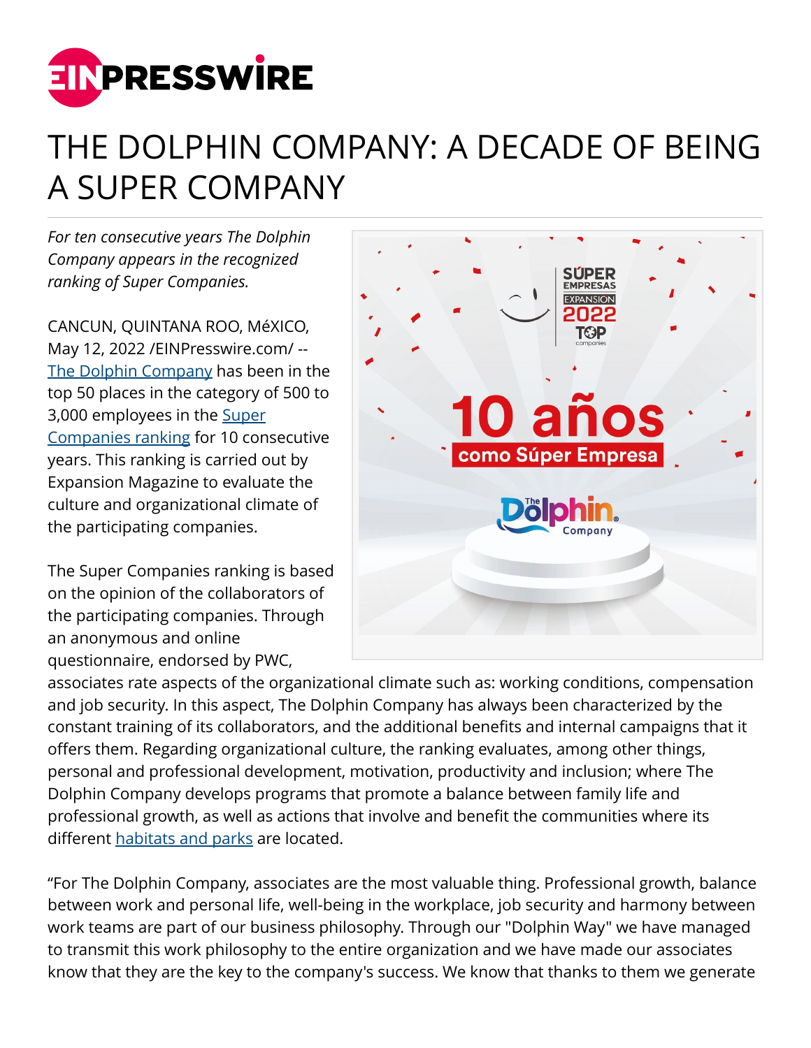# THE DOLPHIN COMPANY: A DECADE OF BEING A SUPER COMPANY

*For ten consecutive years The Dolphin Company appears in the recognized ranking of Super Companies.*

CANCUN, QUINTANA ROO, MéXICO, May 12, 2022 /EINPresswire.com/ -- The Dolphin Company has been in the top 50 places in the category of 500 to 3,000 employees in the Super Companies ranking for 10 consecutive years. This ranking is carried out by Expansion Magazine to evaluate the culture and organizational climate of the participating companies.

The Super Companies ranking is based on the opinion of the collaborators of the participating companies. Through an anonymous and online questionnaire, endorsed by PWC, associates rate aspects of the organizational climate such as: working conditions, compensation and job security. In this aspect, The Dolphin Company has always been characterized by the constant training of its collaborators, and the additional benefits and internal campaigns that it offers them. Regarding organizational culture, the ranking evaluates, among other things, personal and professional development, motivation, productivity and inclusion; where The Dolphin Company develops programs that promote a balance between family life and professional growth, as well as actions that involve and benefit the communities where its different habitats and parks are located.

"For The Dolphin Company, associates are the most valuable thing. Professional growth, balance between work and personal life, well-being in the workplace, job security and harmony between work teams are part of our business philosophy. Through our "Dolphin Way" we have managed to transmit this work philosophy to the entire organization and we have made our associates know that they are the key to the company's success. We know that thanks to them we generate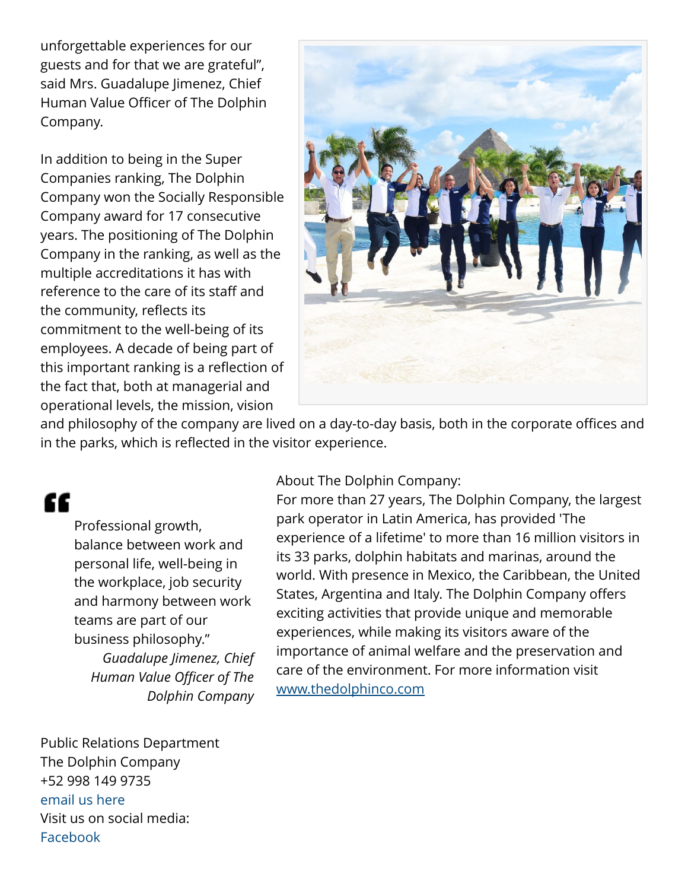unforgettable experiences for our guests and for that we are grateful", said Mrs. Guadalupe Jimenez, Chief Human Value Officer of The Dolphin Company.

In addition to being in the Super Companies ranking, The Dolphin Company won the Socially Responsible Company award for 17 consecutive years. The positioning of The Dolphin Company in the ranking, as well as the multiple accreditations it has with reference to the care of its staff and the community, reflects its commitment to the well-being of its employees. A decade of being part of this important ranking is a reflection of the fact that, both at managerial and operational levels, the mission, vision and philosophy of the company are lived on a day-to-day basis, both in the corporate offices and in the parks, which is reflected in the visitor experience.

> Professional growth, balance between work and personal life, well-being in the workplace, job security and harmony between work teams are part of our business philosophy."
>
> *Guadalupe Jimenez, Chief Human Value Officer of The Dolphin Company*

About The Dolphin Company:
For more than 27 years, The Dolphin Company, the largest park operator in Latin America, has provided 'The experience of a lifetime' to more than 16 million visitors in its 33 parks, dolphin habitats and marinas, around the world. With presence in Mexico, the Caribbean, the United States, Argentina and Italy. The Dolphin Company offers exciting activities that provide unique and memorable experiences, while making its visitors aware of the importance of animal welfare and the preservation and care of the environment. For more information visit www.thedolphinco.com

Public Relations Department
The Dolphin Company
+52 998 149 9735
email us here
Visit us on social media:
Facebook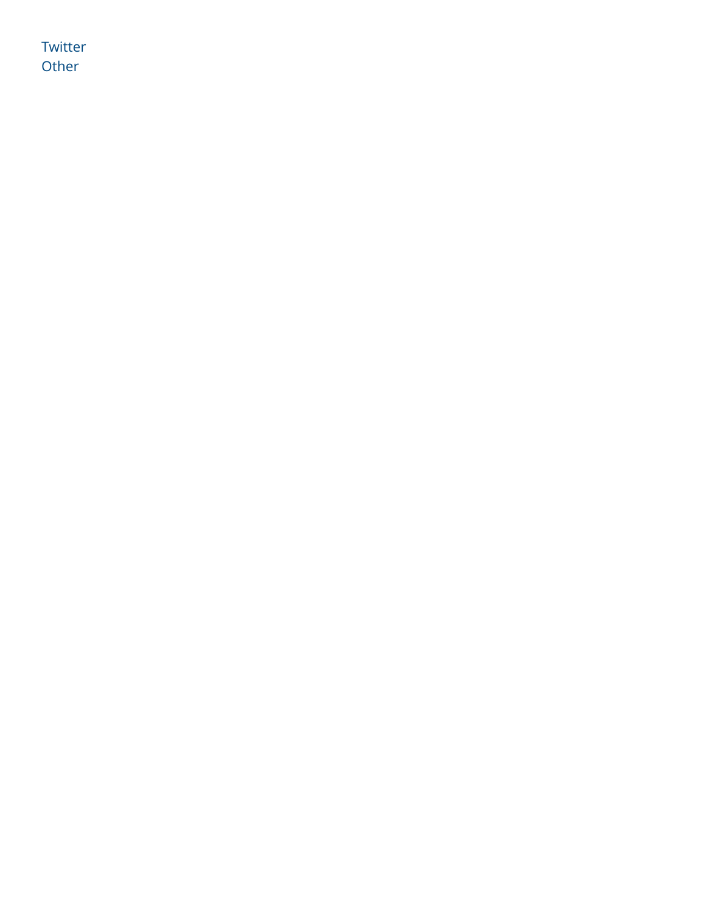Twitter
Other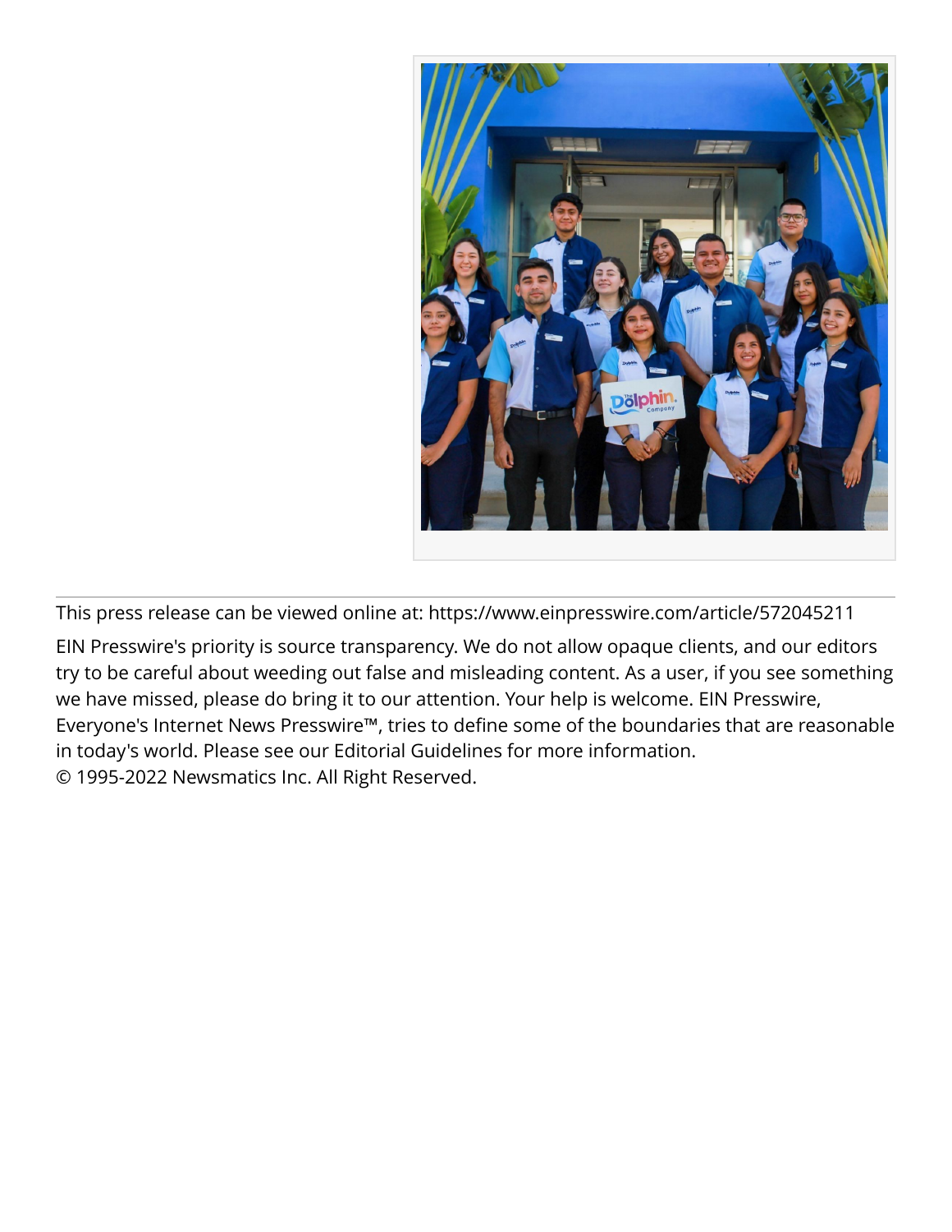This press release can be viewed online at: https://www.einpresswire.com/article/572045211

EIN Presswire's priority is source transparency. We do not allow opaque clients, and our editors try to be careful about weeding out false and misleading content. As a user, if you see something we have missed, please do bring it to our attention. Your help is welcome. EIN Presswire, Everyone's Internet News Presswire™, tries to define some of the boundaries that are reasonable in today's world. Please see our Editorial Guidelines for more information.
© 1995-2022 Newsmatics Inc. All Right Reserved.